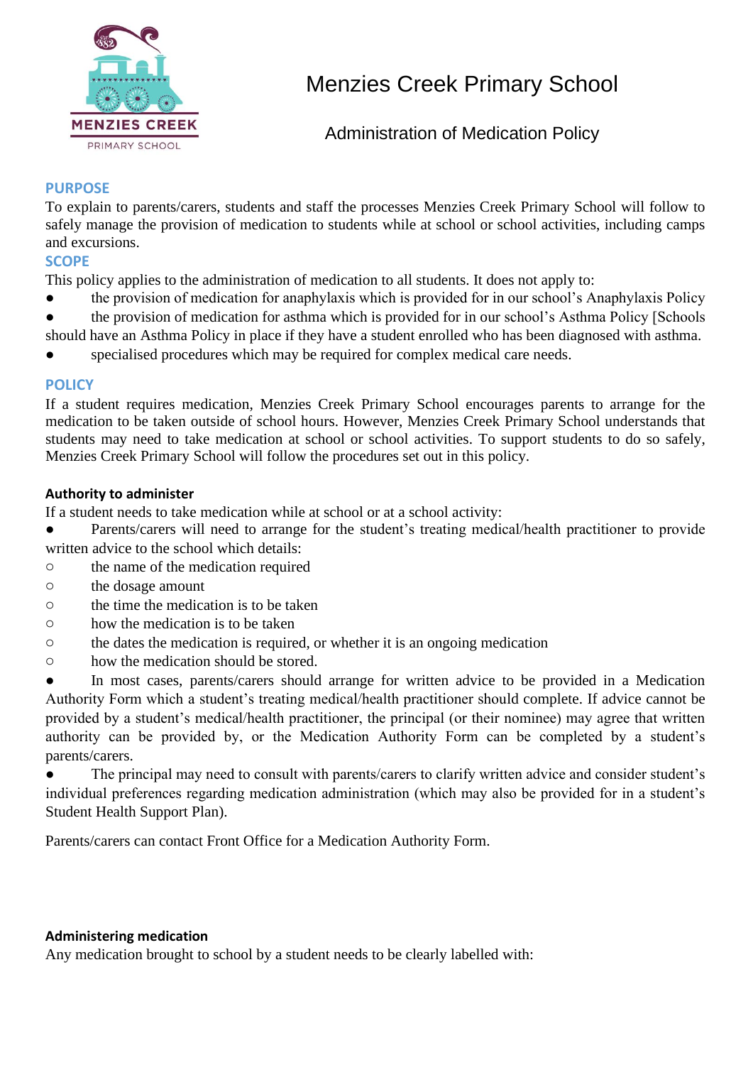# Menzies Creek Primary School

## Administration of Medication Policy

## PURPOSE

To explain to parents/carers, students and staff the processes Menzies Creek Primary School will follow to safely manage the provision of medication to students while at school or school activities, including camps and excursions.

## SCOPE

This policy applies to the administration of medication to all students. It does not apply to:

- the provision of medication for anaphylaxis which is provided for in our school's Anaphylaxis Policy
- the provision of medication for asthma which is provided for in our school's Asthma Policy [Schools should have an Asthma Policy in place if they have a student enrolled who has been diagnosed with asthma.
- specialised procedures which may be required for complex medical care needs.

## POLICY

If a student requires medication, Menzies Creek Primary School encourages parents to arrange for the medication to be taken outside of school hours. However, Menzies Creek Primary School understands that students may need to take medication at school or school activities. To support students to do so safely, Menzies Creek Primary School will follow the procedures set out in this policy.

### Authority to administer

If a student needs to take medication while at school or at a school activity:

- Parents/carers will need to arrange for the student's treating medical/health practitioner to provide written advice to the school which details:
  - the name of the medication required
  - the dosage amount
  - the time the medication is to be taken
  - how the medication is to be taken
  - the dates the medication is required, or whether it is an ongoing medication
  - how the medication should be stored.
- In most cases, parents/carers should arrange for written advice to be provided in a Medication Authority Form which a student's treating medical/health practitioner should complete. If advice cannot be provided by a student's medical/health practitioner, the principal (or their nominee) may agree that written authority can be provided by, or the Medication Authority Form can be completed by a student's parents/carers.
- The principal may need to consult with parents/carers to clarify written advice and consider student's individual preferences regarding medication administration (which may also be provided for in a student's Student Health Support Plan).

Parents/carers can contact Front Office for a Medication Authority Form.

### Administering medication

Any medication brought to school by a student needs to be clearly labelled with: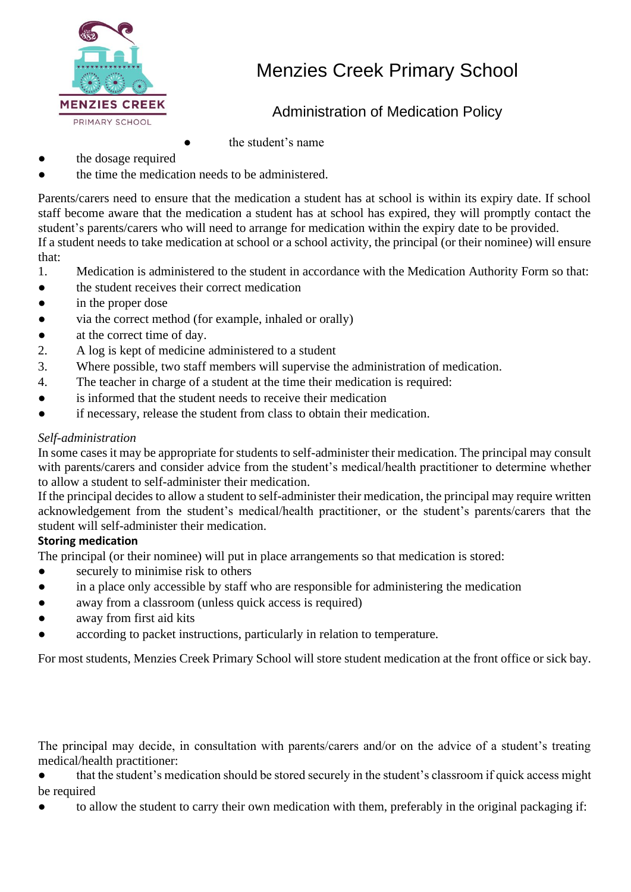- the student's name
- the dosage required
- the time the medication needs to be administered.

Parents/carers need to ensure that the medication a student has at school is within its expiry date. If school staff become aware that the medication a student has at school has expired, they will promptly contact the student's parents/carers who will need to arrange for medication within the expiry date to be provided.
If a student needs to take medication at school or a school activity, the principal (or their nominee) will ensure that:

1. Medication is administered to the student in accordance with the Medication Authority Form so that:
   - the student receives their correct medication
   - in the proper dose
   - via the correct method (for example, inhaled or orally)
   - at the correct time of day.
2. A log is kept of medicine administered to a student
3. Where possible, two staff members will supervise the administration of medication.
4. The teacher in charge of a student at the time their medication is required:
   - is informed that the student needs to receive their medication
   - if necessary, release the student from class to obtain their medication.

*Self-administration*

In some cases it may be appropriate for students to self-administer their medication. The principal may consult with parents/carers and consider advice from the student's medical/health practitioner to determine whether to allow a student to self-administer their medication.
If the principal decides to allow a student to self-administer their medication, the principal may require written acknowledgement from the student's medical/health practitioner, or the student's parents/carers that the student will self-administer their medication.

**Storing medication**

The principal (or their nominee) will put in place arrangements so that medication is stored:

- securely to minimise risk to others
- in a place only accessible by staff who are responsible for administering the medication
- away from a classroom (unless quick access is required)
- away from first aid kits
- according to packet instructions, particularly in relation to temperature.

For most students, Menzies Creek Primary School will store student medication at the front office or sick bay.

The principal may decide, in consultation with parents/carers and/or on the advice of a student's treating medical/health practitioner:

- that the student's medication should be stored securely in the student's classroom if quick access might be required
- to allow the student to carry their own medication with them, preferably in the original packaging if: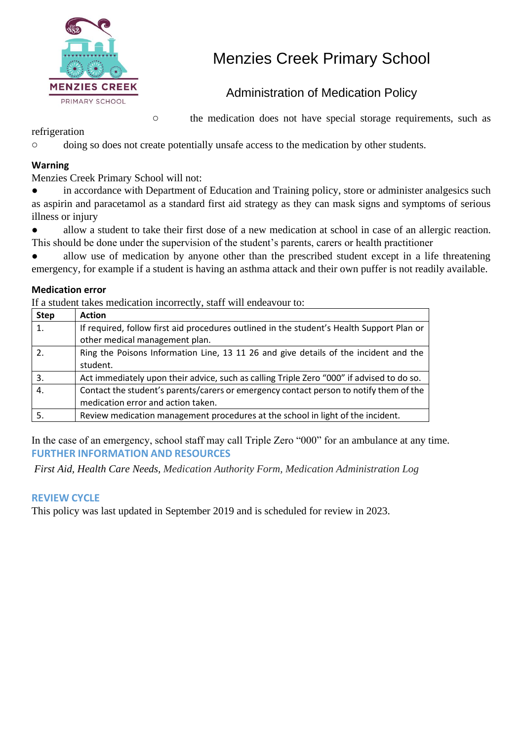○ the medication does not have special storage requirements, such as refrigeration

○ doing so does not create potentially unsafe access to the medication by other students.

**Warning**

Menzies Creek Primary School will not:

- in accordance with Department of Education and Training policy, store or administer analgesics such as aspirin and paracetamol as a standard first aid strategy as they can mask signs and symptoms of serious illness or injury
- allow a student to take their first dose of a new medication at school in case of an allergic reaction. This should be done under the supervision of the student's parents, carers or health practitioner
- allow use of medication by anyone other than the prescribed student except in a life threatening emergency, for example if a student is having an asthma attack and their own puffer is not readily available.

**Medication error**

If a student takes medication incorrectly, staff will endeavour to:

| Step | Action |
|---|---|
| 1. | If required, follow first aid procedures outlined in the student's Health Support Plan or other medical management plan. |
| 2. | Ring the Poisons Information Line, 13 11 26 and give details of the incident and the student. |
| 3. | Act immediately upon their advice, such as calling Triple Zero "000" if advised to do so. |
| 4. | Contact the student's parents/carers or emergency contact person to notify them of the medication error and action taken. |
| 5. | Review medication management procedures at the school in light of the incident. |

In the case of an emergency, school staff may call Triple Zero "000" for an ambulance at any time.

## FURTHER INFORMATION AND RESOURCES

*First Aid, Health Care Needs, Medication Authority Form, Medication Administration Log*

## REVIEW CYCLE

This policy was last updated in September 2019 and is scheduled for review in 2023.